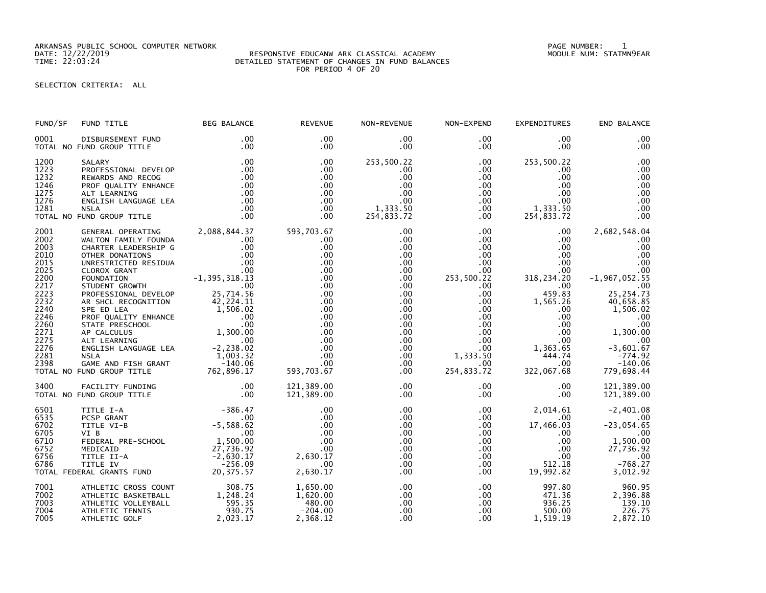ARKANSAS PUBLIC SCHOOL COMPUTER NETWORK
DATE: 12/22/2019
TIME: 22:03:24

RESPONSIVE EDUCANW ARK CLASSICAL ACADEMY
DETAILED STATEMENT OF CHANGES IN FUND BALANCES
FOR PERIOD 4 OF 20

PAGE NUMBER: 1
MODULE NUM: STATMN9EAR

SELECTION CRITERIA: ALL

| FUND/SF | FUND TITLE | BEG BALANCE | REVENUE | NON-REVENUE | NON-EXPEND | EXPENDITURES | END BALANCE |
|---|---|---|---|---|---|---|---|
| 0001 | DISBURSEMENT FUND | .00 | .00 | .00 | .00 | .00 | .00 |
| TOTAL NO FUND GROUP TITLE | | .00 | .00 | .00 | .00 | .00 | .00 |
| 1200 | SALARY | .00 | .00 | 253,500.22 | .00 | 253,500.22 | .00 |
| 1223 | PROFESSIONAL DEVELOP | .00 | .00 | .00 | .00 | .00 | .00 |
| 1232 | REWARDS AND RECOG | .00 | .00 | .00 | .00 | .00 | .00 |
| 1246 | PROF QUALITY ENHANCE | .00 | .00 | .00 | .00 | .00 | .00 |
| 1275 | ALT LEARNING | .00 | .00 | .00 | .00 | .00 | .00 |
| 1276 | ENGLISH LANGUAGE LEA | .00 | .00 | .00 | .00 | .00 | .00 |
| 1281 | NSLA | .00 | .00 | 1,333.50 | .00 | 1,333.50 | .00 |
| TOTAL NO FUND GROUP TITLE | | .00 | .00 | 254,833.72 | .00 | 254,833.72 | .00 |
| 2001 | GENERAL OPERATING | 2,088,844.37 | 593,703.67 | .00 | .00 | .00 | 2,682,548.04 |
| 2002 | WALTON FAMILY FOUNDA | .00 | .00 | .00 | .00 | .00 | .00 |
| 2003 | CHARTER LEADERSHIP G | .00 | .00 | .00 | .00 | .00 | .00 |
| 2010 | OTHER DONATIONS | .00 | .00 | .00 | .00 | .00 | .00 |
| 2015 | UNRESTRICTED RESIDUA | .00 | .00 | .00 | .00 | .00 | .00 |
| 2025 | CLOROX GRANT | .00 | .00 | .00 | .00 | .00 | .00 |
| 2200 | FOUNDATION | -1,395,318.13 | .00 | .00 | 253,500.22 | 318,234.20 | -1,967,052.55 |
| 2217 | STUDENT GROWTH | .00 | .00 | .00 | .00 | .00 | .00 |
| 2223 | PROFESSIONAL DEVELOP | 25,714.56 | .00 | .00 | .00 | 459.83 | 25,254.73 |
| 2232 | AR SHCL RECOGNITION | 42,224.11 | .00 | .00 | .00 | 1,565.26 | 40,658.85 |
| 2240 | SPE ED LEA | 1,506.02 | .00 | .00 | .00 | .00 | 1,506.02 |
| 2246 | PROF QUALITY ENHANCE | .00 | .00 | .00 | .00 | .00 | .00 |
| 2260 | STATE PRESCHOOL | .00 | .00 | .00 | .00 | .00 | .00 |
| 2271 | AP CALCULUS | 1,300.00 | .00 | .00 | .00 | .00 | 1,300.00 |
| 2275 | ALT LEARNING | .00 | .00 | .00 | .00 | .00 | .00 |
| 2276 | ENGLISH LANGUAGE LEA | -2,238.02 | .00 | .00 | .00 | 1,363.65 | -3,601.67 |
| 2281 | NSLA | 1,003.32 | .00 | .00 | 1,333.50 | 444.74 | -774.92 |
| 2398 | GAME AND FISH GRANT | -140.06 | .00 | .00 | .00 | .00 | -140.06 |
| TOTAL NO FUND GROUP TITLE | | 762,896.17 | 593,703.67 | .00 | 254,833.72 | 322,067.68 | 779,698.44 |
| 3400 | FACILITY FUNDING | .00 | 121,389.00 | .00 | .00 | .00 | 121,389.00 |
| TOTAL NO FUND GROUP TITLE | | .00 | 121,389.00 | .00 | .00 | .00 | 121,389.00 |
| 6501 | TITLE I-A | -386.47 | .00 | .00 | .00 | 2,014.61 | -2,401.08 |
| 6535 | PCSP GRANT | .00 | .00 | .00 | .00 | .00 | .00 |
| 6702 | TITLE VI-B | -5,588.62 | .00 | .00 | .00 | 17,466.03 | -23,054.65 |
| 6705 | VI B | .00 | .00 | .00 | .00 | .00 | .00 |
| 6710 | FEDERAL PRE-SCHOOL | 1,500.00 | .00 | .00 | .00 | .00 | 1,500.00 |
| 6752 | MEDICAID | 27,736.92 | .00 | .00 | .00 | .00 | 27,736.92 |
| 6756 | TITLE II-A | -2,630.17 | 2,630.17 | .00 | .00 | .00 | .00 |
| 6786 | TITLE IV | -256.09 | .00 | .00 | .00 | 512.18 | -768.27 |
| TOTAL FEDERAL GRANTS FUND | | 20,375.57 | 2,630.17 | .00 | .00 | 19,992.82 | 3,012.92 |
| 7001 | ATHLETIC CROSS COUNT | 308.75 | 1,650.00 | .00 | .00 | 997.80 | 960.95 |
| 7002 | ATHLETIC BASKETBALL | 1,248.24 | 1,620.00 | .00 | .00 | 471.36 | 2,396.88 |
| 7003 | ATHLETIC VOLLEYBALL | 595.35 | 480.00 | .00 | .00 | 936.25 | 139.10 |
| 7004 | ATHLETIC TENNIS | 930.75 | -204.00 | .00 | .00 | 500.00 | 226.75 |
| 7005 | ATHLETIC GOLF | 2,023.17 | 2,368.12 | .00 | .00 | 1,519.19 | 2,872.10 |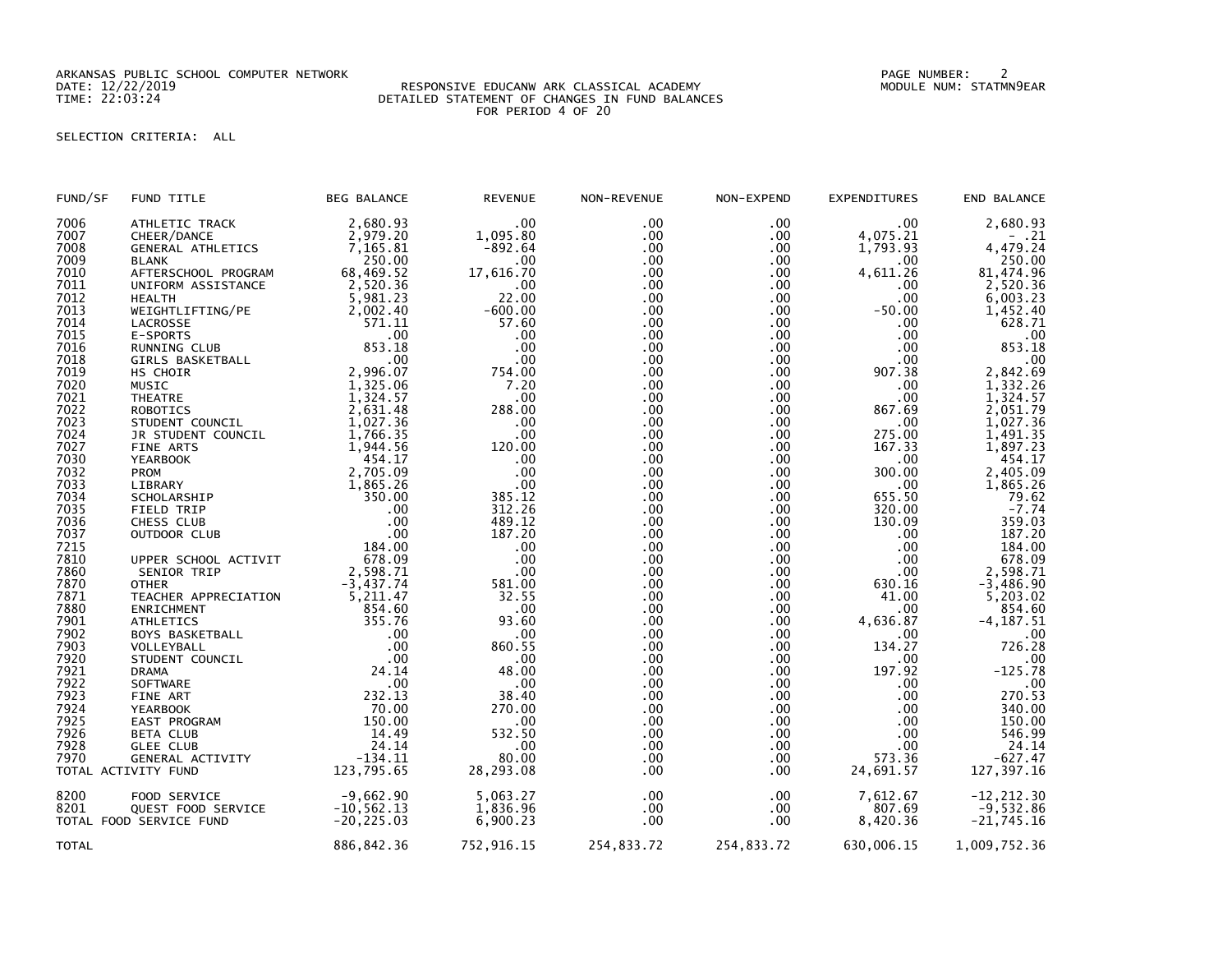ARKANSAS PUBLIC SCHOOL COMPUTER NETWORK
DATE: 12/22/2019
TIME: 22:03:24

RESPONSIVE EDUCANW ARK CLASSICAL ACADEMY
DETAILED STATEMENT OF CHANGES IN FUND BALANCES
FOR PERIOD 4 OF 20

PAGE NUMBER: 2
MODULE NUM: STATMN9EAR

SELECTION CRITERIA: ALL

| FUND/SF | FUND TITLE | BEG BALANCE | REVENUE | NON-REVENUE | NON-EXPEND | EXPENDITURES | END BALANCE |
|---|---|---|---|---|---|---|---|
| 7006 | ATHLETIC TRACK | 2,680.93 | .00 | .00 | .00 | .00 | 2,680.93 |
| 7007 | CHEER/DANCE | 2,979.20 | 1,095.80 | .00 | .00 | 4,075.21 | - .21 |
| 7008 | GENERAL ATHLETICS | 7,165.81 | -892.64 | .00 | .00 | 1,793.93 | 4,479.24 |
| 7009 | BLANK | 250.00 | .00 | .00 | .00 | .00 | 250.00 |
| 7010 | AFTERSCHOOL PROGRAM | 68,469.52 | 17,616.70 | .00 | .00 | 4,611.26 | 81,474.96 |
| 7011 | UNIFORM ASSISTANCE | 2,520.36 | .00 | .00 | .00 | .00 | 2,520.36 |
| 7012 | HEALTH | 5,981.23 | 22.00 | .00 | .00 | .00 | 6,003.23 |
| 7013 | WEIGHTLIFTING/PE | 2,002.40 | -600.00 | .00 | .00 | -50.00 | 1,452.40 |
| 7014 | LACROSSE | 571.11 | 57.60 | .00 | .00 | .00 | 628.71 |
| 7015 | E-SPORTS | .00 | .00 | .00 | .00 | .00 | .00 |
| 7016 | RUNNING CLUB | 853.18 | .00 | .00 | .00 | .00 | 853.18 |
| 7018 | GIRLS BASKETBALL | .00 | .00 | .00 | .00 | .00 | .00 |
| 7019 | HS CHOIR | 2,996.07 | 754.00 | .00 | .00 | 907.38 | 2,842.69 |
| 7020 | MUSIC | 1,325.06 | 7.20 | .00 | .00 | .00 | 1,332.26 |
| 7021 | THEATRE | 1,324.57 | .00 | .00 | .00 | .00 | 1,324.57 |
| 7022 | ROBOTICS | 2,631.48 | 288.00 | .00 | .00 | 867.69 | 2,051.79 |
| 7023 | STUDENT COUNCIL | 1,027.36 | .00 | .00 | .00 | .00 | 1,027.36 |
| 7024 | JR STUDENT COUNCIL | 1,766.35 | .00 | .00 | .00 | 275.00 | 1,491.35 |
| 7027 | FINE ARTS | 1,944.56 | 120.00 | .00 | .00 | 167.33 | 1,897.23 |
| 7030 | YEARBOOK | 454.17 | .00 | .00 | .00 | .00 | 454.17 |
| 7032 | PROM | 2,705.09 | .00 | .00 | .00 | 300.00 | 2,405.09 |
| 7033 | LIBRARY | 1,865.26 | .00 | .00 | .00 | .00 | 1,865.26 |
| 7034 | SCHOLARSHIP | 350.00 | 385.12 | .00 | .00 | 655.50 | 79.62 |
| 7035 | FIELD TRIP | .00 | 312.26 | .00 | .00 | 320.00 | -7.74 |
| 7036 | CHESS CLUB | .00 | 489.12 | .00 | .00 | 130.09 | 359.03 |
| 7037 | OUTDOOR CLUB | .00 | 187.20 | .00 | .00 | .00 | 187.20 |
| 7215 | | 184.00 | .00 | .00 | .00 | .00 | 184.00 |
| 7810 | UPPER SCHOOL ACTIVIT | 678.09 | .00 | .00 | .00 | .00 | 678.09 |
| 7860 | SENIOR TRIP | 2,598.71 | .00 | .00 | .00 | .00 | 2,598.71 |
| 7870 | OTHER | -3,437.74 | 581.00 | .00 | .00 | 630.16 | -3,486.90 |
| 7871 | TEACHER APPRECIATION | 5,211.47 | 32.55 | .00 | .00 | 41.00 | 5,203.02 |
| 7880 | ENRICHMENT | 854.60 | .00 | .00 | .00 | .00 | 854.60 |
| 7901 | ATHLETICS | 355.76 | 93.60 | .00 | .00 | 4,636.87 | -4,187.51 |
| 7902 | BOYS BASKETBALL | .00 | .00 | .00 | .00 | .00 | .00 |
| 7903 | VOLLEYBALL | .00 | 860.55 | .00 | .00 | 134.27 | 726.28 |
| 7920 | STUDENT COUNCIL | .00 | .00 | .00 | .00 | .00 | .00 |
| 7921 | DRAMA | 24.14 | 48.00 | .00 | .00 | 197.92 | -125.78 |
| 7922 | SOFTWARE | .00 | .00 | .00 | .00 | .00 | .00 |
| 7923 | FINE ART | 232.13 | 38.40 | .00 | .00 | .00 | 270.53 |
| 7924 | YEARBOOK | 70.00 | 270.00 | .00 | .00 | .00 | 340.00 |
| 7925 | EAST PROGRAM | 150.00 | .00 | .00 | .00 | .00 | 150.00 |
| 7926 | BETA CLUB | 14.49 | 532.50 | .00 | .00 | .00 | 546.99 |
| 7928 | GLEE CLUB | 24.14 | .00 | .00 | .00 | .00 | 24.14 |
| 7970 | GENERAL ACTIVITY | -134.11 | 80.00 | .00 | .00 | 573.36 | -627.47 |
| TOTAL ACTIVITY FUND | | 123,795.65 | 28,293.08 | .00 | .00 | 24,691.57 | 127,397.16 |
| 8200 | FOOD SERVICE | -9,662.90 | 5,063.27 | .00 | .00 | 7,612.67 | -12,212.30 |
| 8201 | QUEST FOOD SERVICE | -10,562.13 | 1,836.96 | .00 | .00 | 807.69 | -9,532.86 |
| TOTAL FOOD SERVICE FUND | | -20,225.03 | 6,900.23 | .00 | .00 | 8,420.36 | -21,745.16 |
| TOTAL | | 886,842.36 | 752,916.15 | 254,833.72 | 254,833.72 | 630,006.15 | 1,009,752.36 |